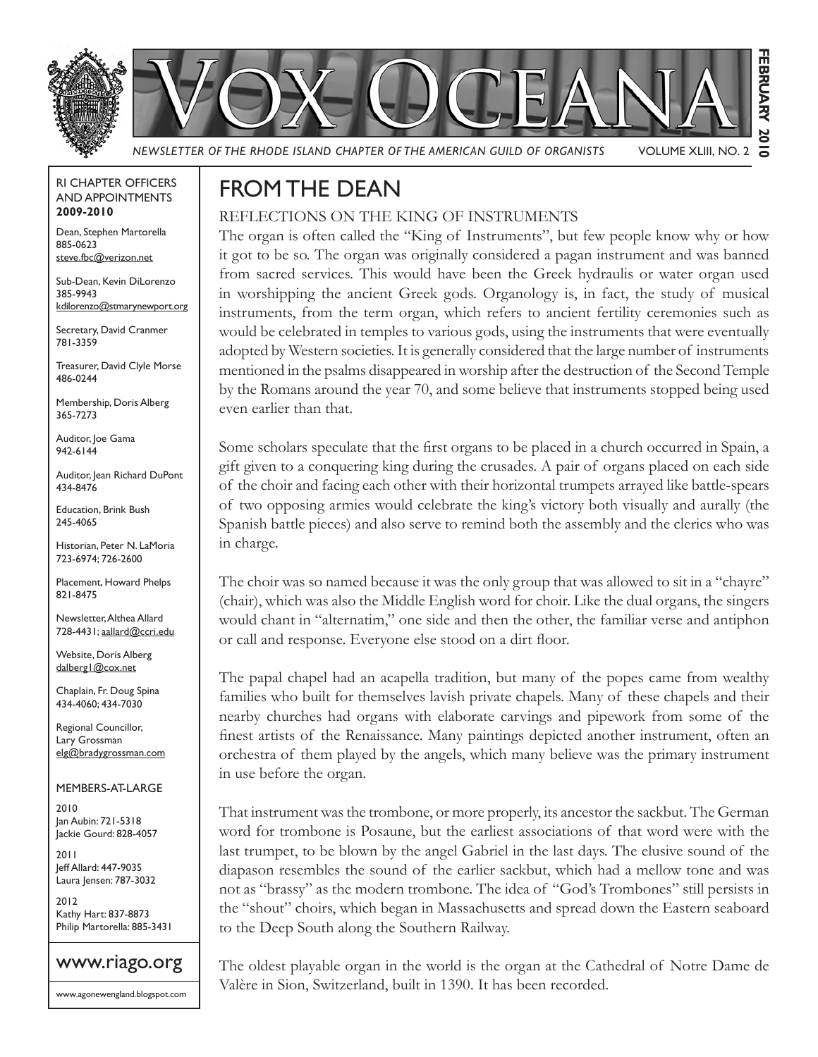# Vox Oceana

*NEWSLETTER OF THE RHODE ISLAND CHAPTER OF THE AMERICAN GUILD OF ORGANISTS* VOLUME XLIII, NO. 2

**FEBRUARY 2010**

RI CHAPTER OFFICERS AND APPOINTMENTS
**2009-2010**

Dean, Stephen Martorella
885-0623
steve.fbc@verizon.net

Sub-Dean, Kevin DiLorenzo
385-9943
kdilorenzo@stmarynewport.org

Secretary, David Cranmer
781-3359

Treasurer, David Clyle Morse
486-0244

Membership, Doris Alberg
365-7273

Auditor, Joe Gama
942-6144

Auditor, Jean Richard DuPont
434-8476

Education, Brink Bush
245-4065

Historian, Peter N. LaMoria
723-6974; 726-2600

Placement, Howard Phelps
821-8475

Newsletter, Althea Allard
728-4431; aallard@ccri.edu

Website, Doris Alberg
dalberg1@cox.net

Chaplain, Fr. Doug Spina
434-4060; 434-7030

Regional Councillor,
Lary Grossman
elg@bradygrossman.com

MEMBERS-AT-LARGE

2010
Jan Aubin: 721-5318
Jackie Gourd: 828-4057

2011
Jeff Allard: 447-9035
Laura Jensen: 787-3032

2012
Kathy Hart: 837-8873
Philip Martorella: 885-3431

www.riago.org

www.agonewengland.blogspot.com

## FROM THE DEAN

### REFLECTIONS ON THE KING OF INSTRUMENTS

The organ is often called the "King of Instruments", but few people know why or how it got to be so. The organ was originally considered a pagan instrument and was banned from sacred services. This would have been the Greek hydraulis or water organ used in worshipping the ancient Greek gods. Organology is, in fact, the study of musical instruments, from the term organ, which refers to ancient fertility ceremonies such as would be celebrated in temples to various gods, using the instruments that were eventually adopted by Western societies. It is generally considered that the large number of instruments mentioned in the psalms disappeared in worship after the destruction of the Second Temple by the Romans around the year 70, and some believe that instruments stopped being used even earlier than that.

Some scholars speculate that the first organs to be placed in a church occurred in Spain, a gift given to a conquering king during the crusades. A pair of organs placed on each side of the choir and facing each other with their horizontal trumpets arrayed like battle-spears of two opposing armies would celebrate the king's victory both visually and aurally (the Spanish battle pieces) and also serve to remind both the assembly and the clerics who was in charge.

The choir was so named because it was the only group that was allowed to sit in a "chayre" (chair), which was also the Middle English word for choir. Like the dual organs, the singers would chant in "alternatim," one side and then the other, the familiar verse and antiphon or call and response. Everyone else stood on a dirt floor.

The papal chapel had an acapella tradition, but many of the popes came from wealthy families who built for themselves lavish private chapels. Many of these chapels and their nearby churches had organs with elaborate carvings and pipework from some of the finest artists of the Renaissance. Many paintings depicted another instrument, often an orchestra of them played by the angels, which many believe was the primary instrument in use before the organ.

That instrument was the trombone, or more properly, its ancestor the sackbut. The German word for trombone is Posaune, but the earliest associations of that word were with the last trumpet, to be blown by the angel Gabriel in the last days. The elusive sound of the diapason resembles the sound of the earlier sackbut, which had a mellow tone and was not as "brassy" as the modern trombone. The idea of "God's Trombones" still persists in the "shout" choirs, which began in Massachusetts and spread down the Eastern seaboard to the Deep South along the Southern Railway.

The oldest playable organ in the world is the organ at the Cathedral of Notre Dame de Valère in Sion, Switzerland, built in 1390. It has been recorded.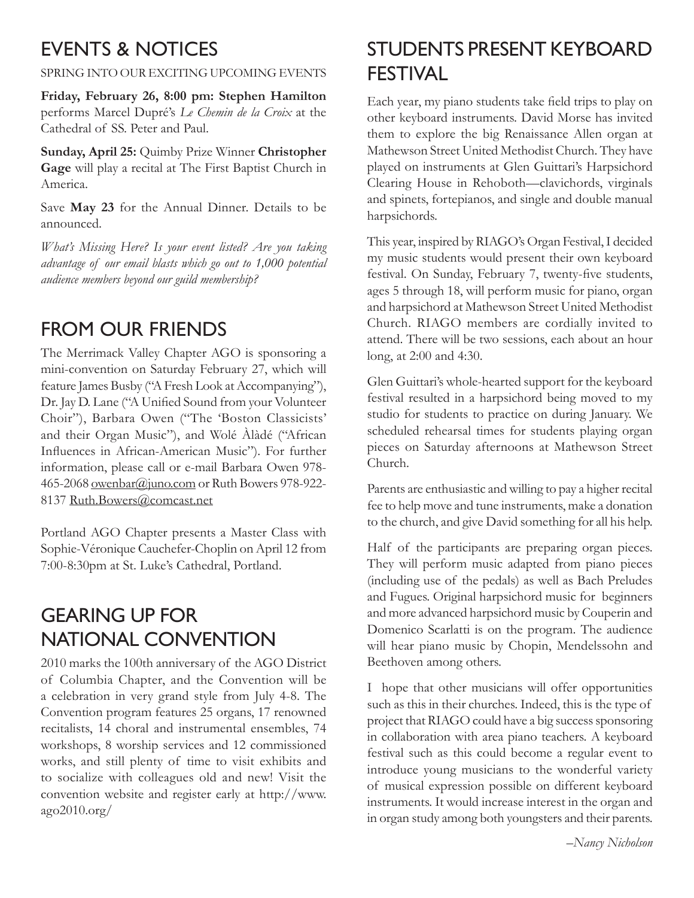## EVENTS & NOTICES

SPRING INTO OUR EXCITING UPCOMING EVENTS

**Friday, February 26, 8:00 pm: Stephen Hamilton** performs Marcel Dupré's *Le Chemin de la Croix* at the Cathedral of SS. Peter and Paul.

**Sunday, April 25:** Quimby Prize Winner **Christopher Gage** will play a recital at The First Baptist Church in America.

Save **May 23** for the Annual Dinner. Details to be announced.

*What's Missing Here? Is your event listed? Are you taking advantage of our email blasts which go out to 1,000 potential audience members beyond our guild membership?*

## FROM OUR FRIENDS

The Merrimack Valley Chapter AGO is sponsoring a mini-convention on Saturday February 27, which will feature James Busby ("A Fresh Look at Accompanying"), Dr. Jay D. Lane ("A Unified Sound from your Volunteer Choir"), Barbara Owen ("The 'Boston Classicists' and their Organ Music"), and Wolé Àlàdé ("African Influences in African-American Music"). For further information, please call or e-mail Barbara Owen 978-465-2068 owenbar@juno.com or Ruth Bowers 978-922-8137 Ruth.Bowers@comcast.net

Portland AGO Chapter presents a Master Class with Sophie-Véronique Cauchefer-Choplin on April 12 from 7:00-8:30pm at St. Luke's Cathedral, Portland.

## GEARING UP FOR NATIONAL CONVENTION

2010 marks the 100th anniversary of the AGO District of Columbia Chapter, and the Convention will be a celebration in very grand style from July 4-8. The Convention program features 25 organs, 17 renowned recitalists, 14 choral and instrumental ensembles, 74 workshops, 8 worship services and 12 commissioned works, and still plenty of time to visit exhibits and to socialize with colleagues old and new! Visit the convention website and register early at http://www.ago2010.org/

## STUDENTS PRESENT KEYBOARD FESTIVAL

Each year, my piano students take field trips to play on other keyboard instruments. David Morse has invited them to explore the big Renaissance Allen organ at Mathewson Street United Methodist Church. They have played on instruments at Glen Guittari's Harpsichord Clearing House in Rehoboth—clavichords, virginals and spinets, fortepianos, and single and double manual harpsichords.

This year, inspired by RIAGO's Organ Festival, I decided my music students would present their own keyboard festival. On Sunday, February 7, twenty-five students, ages 5 through 18, will perform music for piano, organ and harpsichord at Mathewson Street United Methodist Church. RIAGO members are cordially invited to attend. There will be two sessions, each about an hour long, at 2:00 and 4:30.

Glen Guittari's whole-hearted support for the keyboard festival resulted in a harpsichord being moved to my studio for students to practice on during January. We scheduled rehearsal times for students playing organ pieces on Saturday afternoons at Mathewson Street Church.

Parents are enthusiastic and willing to pay a higher recital fee to help move and tune instruments, make a donation to the church, and give David something for all his help.

Half of the participants are preparing organ pieces. They will perform music adapted from piano pieces (including use of the pedals) as well as Bach Preludes and Fugues. Original harpsichord music for beginners and more advanced harpsichord music by Couperin and Domenico Scarlatti is on the program. The audience will hear piano music by Chopin, Mendelssohn and Beethoven among others.

I hope that other musicians will offer opportunities such as this in their churches. Indeed, this is the type of project that RIAGO could have a big success sponsoring in collaboration with area piano teachers. A keyboard festival such as this could become a regular event to introduce young musicians to the wonderful variety of musical expression possible on different keyboard instruments. It would increase interest in the organ and in organ study among both youngsters and their parents.

*–Nancy Nicholson*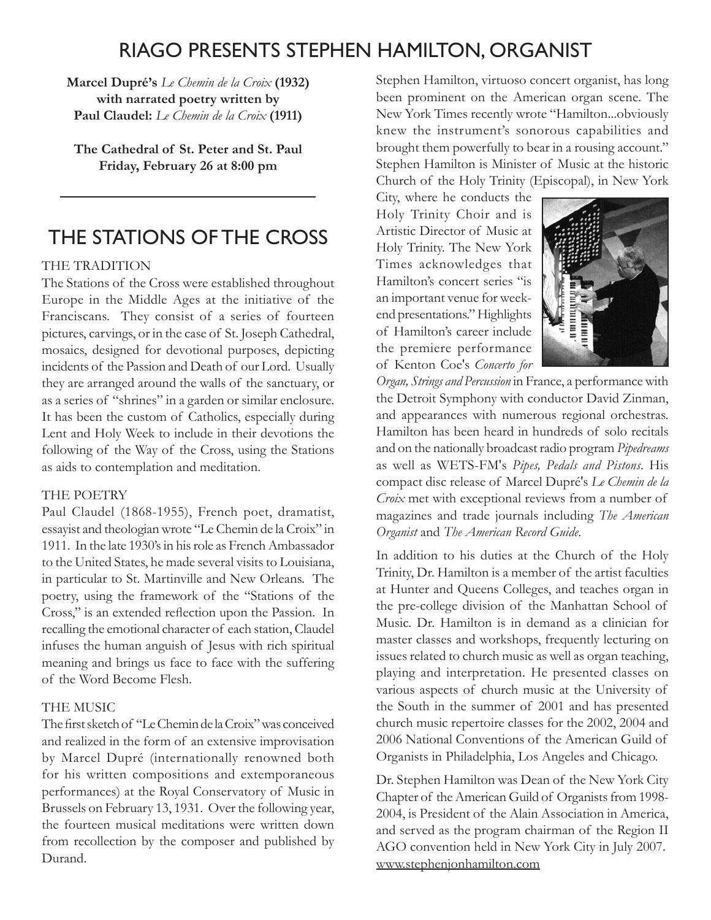# RIAGO PRESENTS STEPHEN HAMILTON, ORGANIST

**Marcel Dupré's** ***Le Chemin de la Croix*** **(1932) with narrated poetry written by Paul Claudel:** ***Le Chemin de la Croix*** **(1911)**

**The Cathedral of St. Peter and St. Paul**
**Friday, February 26 at 8:00 pm**

## THE STATIONS OF THE CROSS

### THE TRADITION

The Stations of the Cross were established throughout Europe in the Middle Ages at the initiative of the Franciscans. They consist of a series of fourteen pictures, carvings, or in the case of St. Joseph Cathedral, mosaics, designed for devotional purposes, depicting incidents of the Passion and Death of our Lord. Usually they are arranged around the walls of the sanctuary, or as a series of "shrines" in a garden or similar enclosure. It has been the custom of Catholics, especially during Lent and Holy Week to include in their devotions the following of the Way of the Cross, using the Stations as aids to contemplation and meditation.

### THE POETRY

Paul Claudel (1868-1955), French poet, dramatist, essayist and theologian wrote "Le Chemin de la Croix" in 1911. In the late 1930's in his role as French Ambassador to the United States, he made several visits to Louisiana, in particular to St. Martinville and New Orleans. The poetry, using the framework of the "Stations of the Cross," is an extended reflection upon the Passion. In recalling the emotional character of each station, Claudel infuses the human anguish of Jesus with rich spiritual meaning and brings us face to face with the suffering of the Word Become Flesh.

### THE MUSIC

The first sketch of "Le Chemin de la Croix" was conceived and realized in the form of an extensive improvisation by Marcel Dupré (internationally renowned both for his written compositions and extemporaneous performances) at the Royal Conservatory of Music in Brussels on February 13, 1931. Over the following year, the fourteen musical meditations were written down from recollection by the composer and published by Durand.

Stephen Hamilton, virtuoso concert organist, has long been prominent on the American organ scene. The New York Times recently wrote "Hamilton...obviously knew the instrument's sonorous capabilities and brought them powerfully to bear in a rousing account." Stephen Hamilton is Minister of Music at the historic Church of the Holy Trinity (Episcopal), in New York City, where he conducts the Holy Trinity Choir and is Artistic Director of Music at Holy Trinity. The New York Times acknowledges that Hamilton's concert series "is an important venue for weekend presentations." Highlights of Hamilton's career include the premiere performance of Kenton Coe's *Concerto for Organ, Strings and Percussion* in France, a performance with the Detroit Symphony with conductor David Zinman, and appearances with numerous regional orchestras. Hamilton has been heard in hundreds of solo recitals and on the nationally broadcast radio program *Pipedreams* as well as WETS-FM's *Pipes, Pedals and Pistons*. His compact disc release of Marcel Dupré's *Le Chemin de la Croix* met with exceptional reviews from a number of magazines and trade journals including *The American Organist* and *The American Record Guide*.

In addition to his duties at the Church of the Holy Trinity, Dr. Hamilton is a member of the artist faculties at Hunter and Queens Colleges, and teaches organ in the pre-college division of the Manhattan School of Music. Dr. Hamilton is in demand as a clinician for master classes and workshops, frequently lecturing on issues related to church music as well as organ teaching, playing and interpretation. He presented classes on various aspects of church music at the University of the South in the summer of 2001 and has presented church music repertoire classes for the 2002, 2004 and 2006 National Conventions of the American Guild of Organists in Philadelphia, Los Angeles and Chicago.

Dr. Stephen Hamilton was Dean of the New York City Chapter of the American Guild of Organists from 1998-2004, is President of the Alain Association in America, and served as the program chairman of the Region II AGO convention held in New York City in July 2007.
www.stephenjonhamilton.com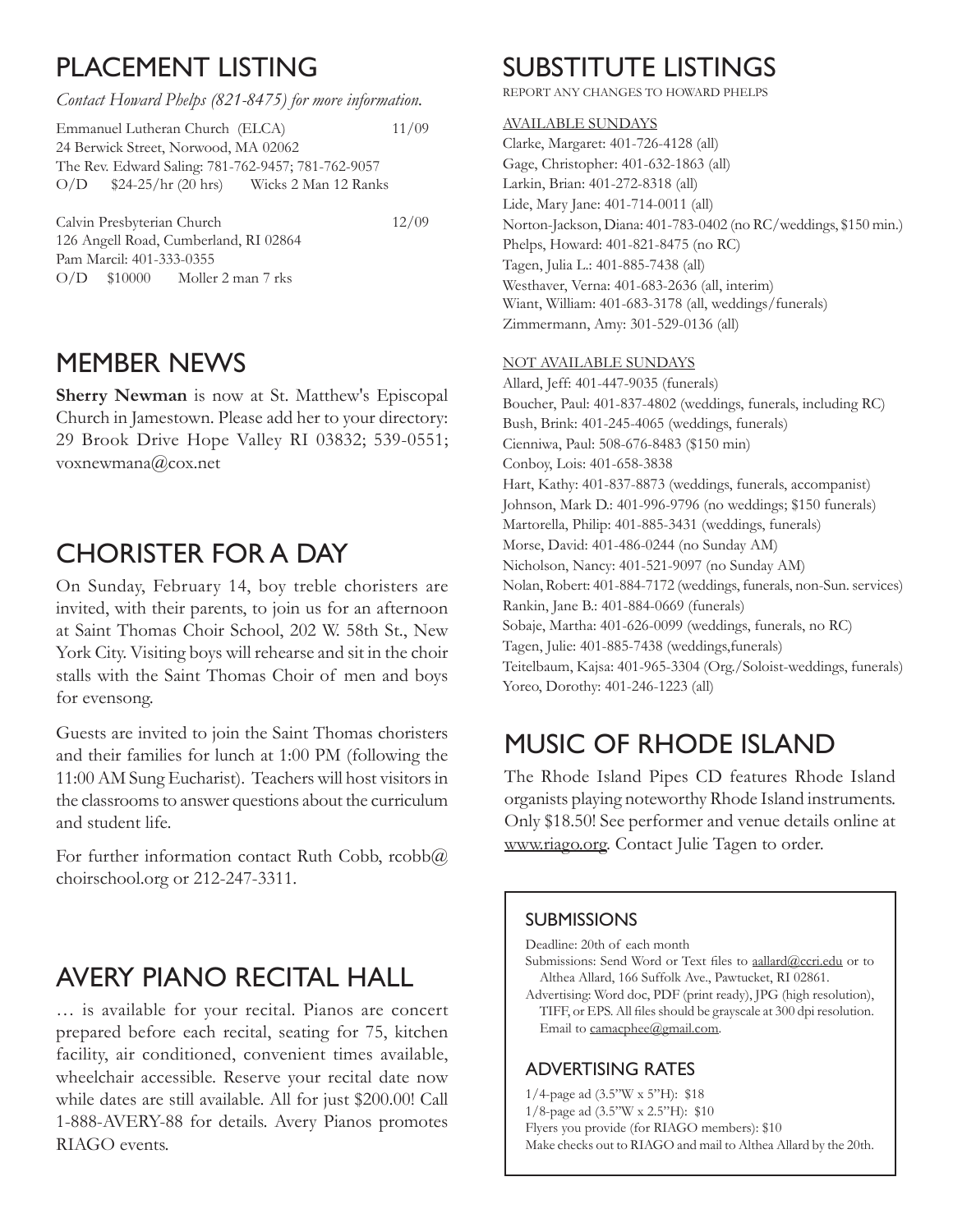## PLACEMENT LISTING

*Contact Howard Phelps (821-8475) for more information.*

Emmanuel Lutheran Church (ELCA) 11/09
24 Berwick Street, Norwood, MA 02062
The Rev. Edward Saling: 781-762-9457; 781-762-9057
O/D $24-25/hr (20 hrs) Wicks 2 Man 12 Ranks

Calvin Presbyterian Church 12/09
126 Angell Road, Cumberland, RI 02864
Pam Marcil: 401-333-0355
O/D $10000 Moller 2 man 7 rks

## MEMBER NEWS

**Sherry Newman** is now at St. Matthew's Episcopal Church in Jamestown. Please add her to your directory: 29 Brook Drive Hope Valley RI 03832; 539-0551; voxnewmana@cox.net

## CHORISTER FOR A DAY

On Sunday, February 14, boy treble choristers are invited, with their parents, to join us for an afternoon at Saint Thomas Choir School, 202 W. 58th St., New York City. Visiting boys will rehearse and sit in the choir stalls with the Saint Thomas Choir of men and boys for evensong.

Guests are invited to join the Saint Thomas choristers and their families for lunch at 1:00 PM (following the 11:00 AM Sung Eucharist). Teachers will host visitors in the classrooms to answer questions about the curriculum and student life.

For further information contact Ruth Cobb, rcobb@choirschool.org or 212-247-3311.

## AVERY PIANO RECITAL HALL

… is available for your recital. Pianos are concert prepared before each recital, seating for 75, kitchen facility, air conditioned, convenient times available, wheelchair accessible. Reserve your recital date now while dates are still available. All for just $200.00! Call 1-888-AVERY-88 for details. Avery Pianos promotes RIAGO events.

## SUBSTITUTE LISTINGS

REPORT ANY CHANGES TO HOWARD PHELPS

AVAILABLE SUNDAYS

Clarke, Margaret: 401-726-4128 (all)
Gage, Christopher: 401-632-1863 (all)
Larkin, Brian: 401-272-8318 (all)
Lide, Mary Jane: 401-714-0011 (all)
Norton-Jackson, Diana: 401-783-0402 (no RC/weddings, $150 min.)
Phelps, Howard: 401-821-8475 (no RC)
Tagen, Julia L.: 401-885-7438 (all)
Westhaver, Verna: 401-683-2636 (all, interim)
Wiant, William: 401-683-3178 (all, weddings/funerals)
Zimmermann, Amy: 301-529-0136 (all)

NOT AVAILABLE SUNDAYS

Allard, Jeff: 401-447-9035 (funerals)
Boucher, Paul: 401-837-4802 (weddings, funerals, including RC)
Bush, Brink: 401-245-4065 (weddings, funerals)
Cienniwa, Paul: 508-676-8483 ($150 min)
Conboy, Lois: 401-658-3838
Hart, Kathy: 401-837-8873 (weddings, funerals, accompanist)
Johnson, Mark D.: 401-996-9796 (no weddings; $150 funerals)
Martorella, Philip: 401-885-3431 (weddings, funerals)
Morse, David: 401-486-0244 (no Sunday AM)
Nicholson, Nancy: 401-521-9097 (no Sunday AM)
Nolan, Robert: 401-884-7172 (weddings, funerals, non-Sun. services)
Rankin, Jane B.: 401-884-0669 (funerals)
Sobaje, Martha: 401-626-0099 (weddings, funerals, no RC)
Tagen, Julie: 401-885-7438 (weddings,funerals)
Teitelbaum, Kajsa: 401-965-3304 (Org./Soloist-weddings, funerals)
Yoreo, Dorothy: 401-246-1223 (all)

## MUSIC OF RHODE ISLAND

The Rhode Island Pipes CD features Rhode Island organists playing noteworthy Rhode Island instruments. Only $18.50! See performer and venue details online at www.riago.org. Contact Julie Tagen to order.

### SUBMISSIONS

Deadline: 20th of each month
Submissions: Send Word or Text files to aallard@ccri.edu or to Althea Allard, 166 Suffolk Ave., Pawtucket, RI 02861.
Advertising: Word doc, PDF (print ready), JPG (high resolution), TIFF, or EPS. All files should be grayscale at 300 dpi resolution. Email to camacphee@gmail.com.

### ADVERTISING RATES

1/4-page ad (3.5"W x 5"H): $18
1/8-page ad (3.5"W x 2.5"H): $10
Flyers you provide (for RIAGO members): $10
Make checks out to RIAGO and mail to Althea Allard by the 20th.